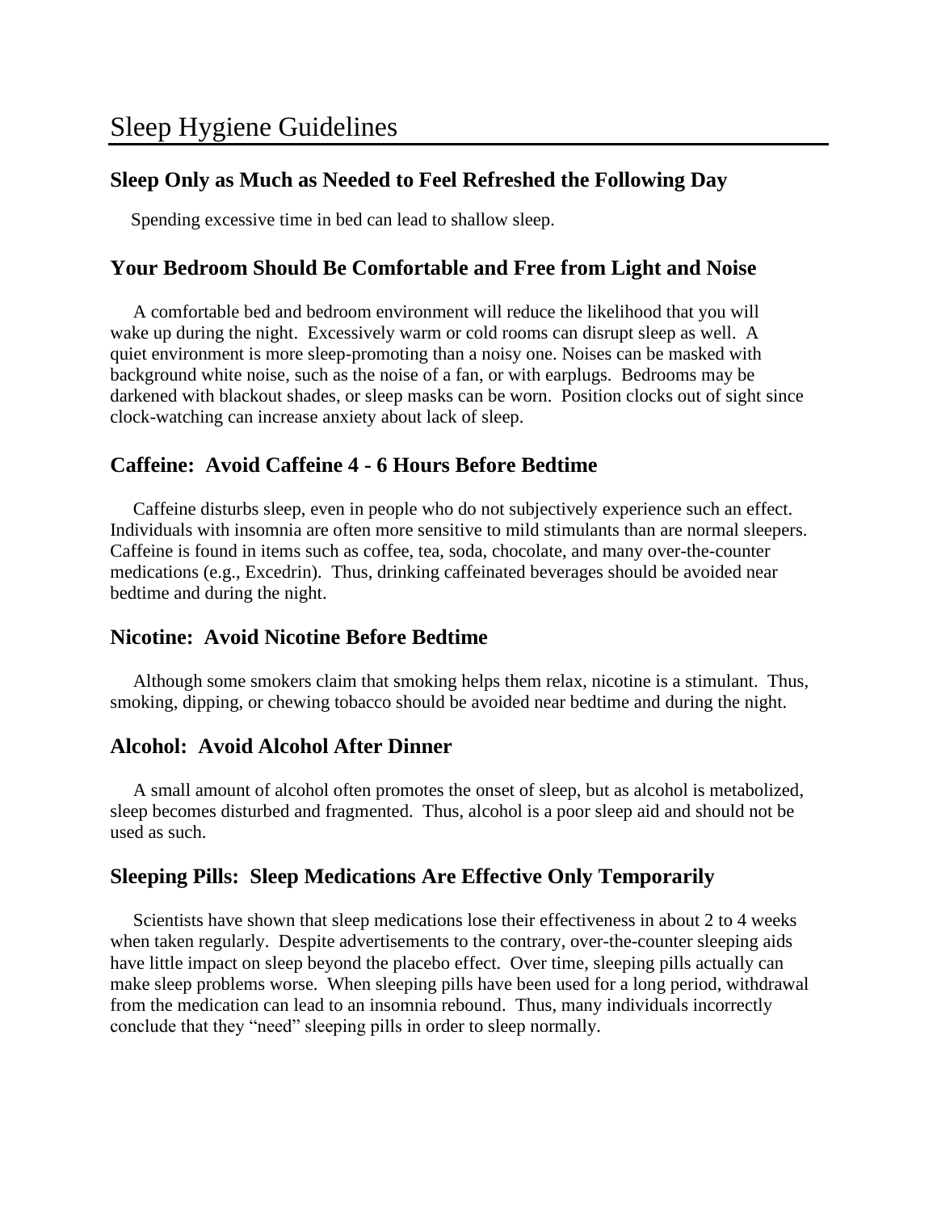# Sleep Hygiene Guidelines

## Sleep Only as Much as Needed to Feel Refreshed the Following Day

Spending excessive time in bed can lead to shallow sleep.

## Your Bedroom Should Be Comfortable and Free from Light and Noise

A comfortable bed and bedroom environment will reduce the likelihood that you will wake up during the night. Excessively warm or cold rooms can disrupt sleep as well. A quiet environment is more sleep-promoting than a noisy one. Noises can be masked with background white noise, such as the noise of a fan, or with earplugs. Bedrooms may be darkened with blackout shades, or sleep masks can be worn. Position clocks out of sight since clock-watching can increase anxiety about lack of sleep.

## Caffeine: Avoid Caffeine 4 - 6 Hours Before Bedtime

Caffeine disturbs sleep, even in people who do not subjectively experience such an effect. Individuals with insomnia are often more sensitive to mild stimulants than are normal sleepers. Caffeine is found in items such as coffee, tea, soda, chocolate, and many over-the-counter medications (e.g., Excedrin). Thus, drinking caffeinated beverages should be avoided near bedtime and during the night.

## Nicotine: Avoid Nicotine Before Bedtime

Although some smokers claim that smoking helps them relax, nicotine is a stimulant. Thus, smoking, dipping, or chewing tobacco should be avoided near bedtime and during the night.

## Alcohol: Avoid Alcohol After Dinner

A small amount of alcohol often promotes the onset of sleep, but as alcohol is metabolized, sleep becomes disturbed and fragmented. Thus, alcohol is a poor sleep aid and should not be used as such.

## Sleeping Pills: Sleep Medications Are Effective Only Temporarily

Scientists have shown that sleep medications lose their effectiveness in about 2 to 4 weeks when taken regularly. Despite advertisements to the contrary, over-the-counter sleeping aids have little impact on sleep beyond the placebo effect. Over time, sleeping pills actually can make sleep problems worse. When sleeping pills have been used for a long period, withdrawal from the medication can lead to an insomnia rebound. Thus, many individuals incorrectly conclude that they "need" sleeping pills in order to sleep normally.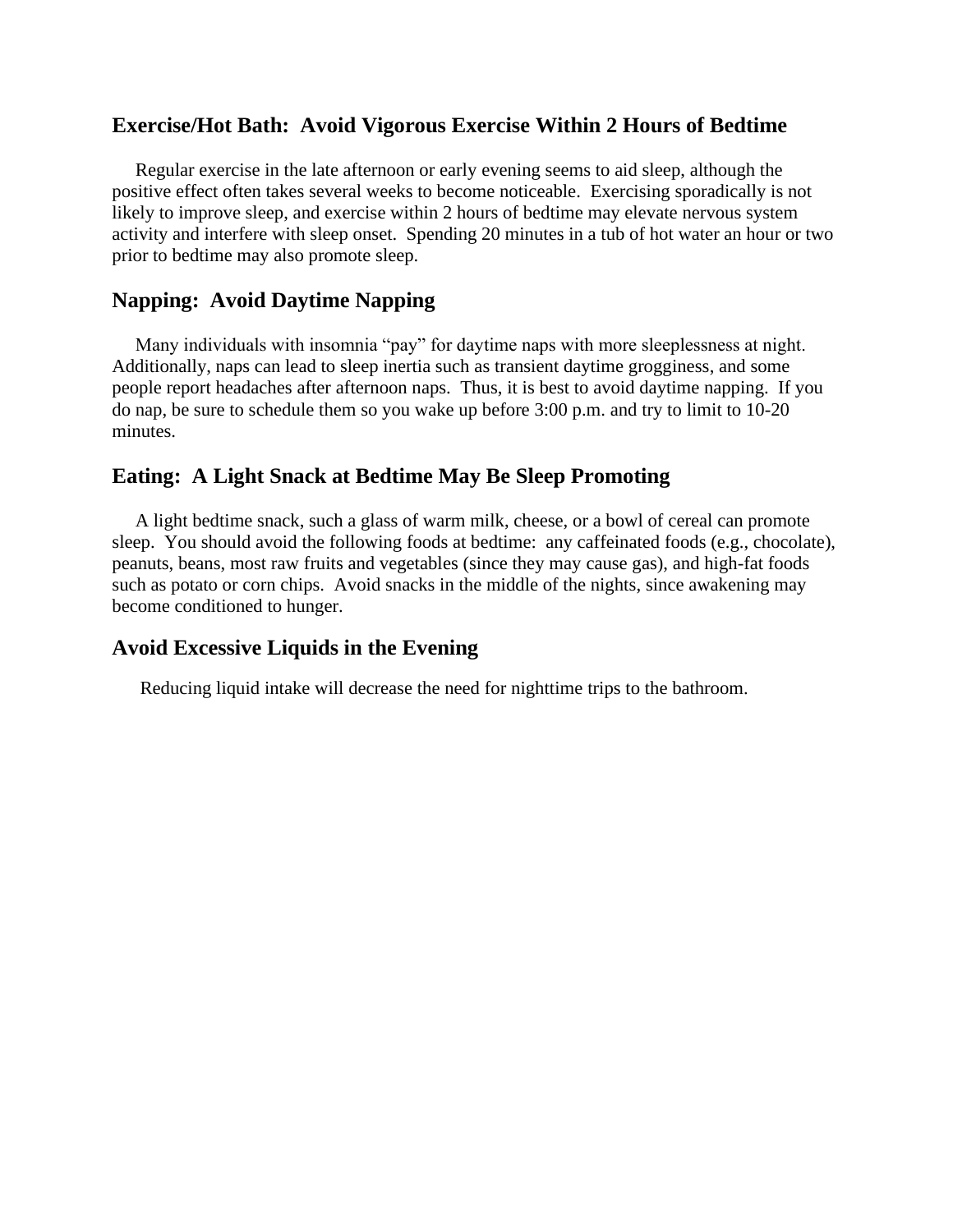### Exercise/Hot Bath: Avoid Vigorous Exercise Within 2 Hours of Bedtime

Regular exercise in the late afternoon or early evening seems to aid sleep, although the positive effect often takes several weeks to become noticeable. Exercising sporadically is not likely to improve sleep, and exercise within 2 hours of bedtime may elevate nervous system activity and interfere with sleep onset. Spending 20 minutes in a tub of hot water an hour or two prior to bedtime may also promote sleep.

### Napping: Avoid Daytime Napping

Many individuals with insomnia "pay" for daytime naps with more sleeplessness at night. Additionally, naps can lead to sleep inertia such as transient daytime grogginess, and some people report headaches after afternoon naps. Thus, it is best to avoid daytime napping. If you do nap, be sure to schedule them so you wake up before 3:00 p.m. and try to limit to 10-20 minutes.

### Eating: A Light Snack at Bedtime May Be Sleep Promoting

A light bedtime snack, such a glass of warm milk, cheese, or a bowl of cereal can promote sleep. You should avoid the following foods at bedtime: any caffeinated foods (e.g., chocolate), peanuts, beans, most raw fruits and vegetables (since they may cause gas), and high-fat foods such as potato or corn chips. Avoid snacks in the middle of the nights, since awakening may become conditioned to hunger.

### Avoid Excessive Liquids in the Evening

Reducing liquid intake will decrease the need for nighttime trips to the bathroom.